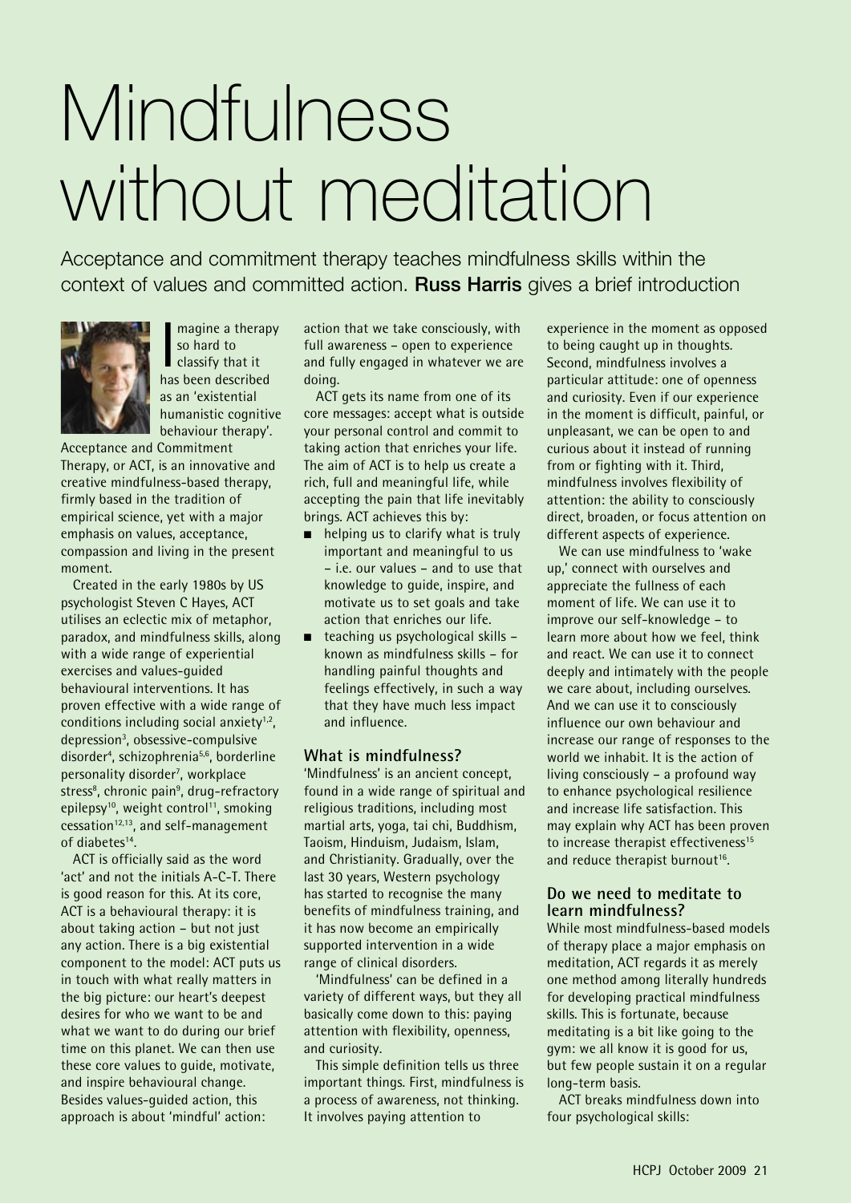# Mindfulness without meditation

Acceptance and commitment therapy teaches mindfulness skills within the context of values and committed action. **Russ Harris** gives a brief introduction

Imagine a therapy so hard to classify that it has been described as an 'existential humanistic cognitive behaviour therapy'. Acceptance and Commitment Therapy, or ACT, is an innovative and creative mindfulness-based therapy, firmly based in the tradition of empirical science, yet with a major emphasis on values, acceptance, compassion and living in the present moment.

Created in the early 1980s by US psychologist Steven C Hayes, ACT utilises an eclectic mix of metaphor, paradox, and mindfulness skills, along with a wide range of experiential exercises and values-guided behavioural interventions. It has proven effective with a wide range of conditions including social anxiety[1,2], depression[3], obsessive-compulsive disorder[4], schizophrenia[5,6], borderline personality disorder[7], workplace stress[8], chronic pain[9], drug-refractory epilepsy[10], weight control[11], smoking cessation[12,13], and self-management of diabetes[14].

ACT is officially said as the word 'act' and not the initials A-C-T. There is good reason for this. At its core, ACT is a behavioural therapy: it is about taking action – but not just any action. There is a big existential component to the model: ACT puts us in touch with what really matters in the big picture: our heart's deepest desires for who we want to be and what we want to do during our brief time on this planet. We can then use these core values to guide, motivate, and inspire behavioural change. Besides values-guided action, this approach is about 'mindful' action: action that we take consciously, with full awareness – open to experience and fully engaged in whatever we are doing.

ACT gets its name from one of its core messages: accept what is outside your personal control and commit to taking action that enriches your life. The aim of ACT is to help us create a rich, full and meaningful life, while accepting the pain that life inevitably brings. ACT achieves this by:

- helping us to clarify what is truly important and meaningful to us – i.e. our values – and to use that knowledge to guide, inspire, and motivate us to set goals and take action that enriches our life.
- teaching us psychological skills – known as mindfulness skills – for handling painful thoughts and feelings effectively, in such a way that they have much less impact and influence.

### What is mindfulness?

'Mindfulness' is an ancient concept, found in a wide range of spiritual and religious traditions, including most martial arts, yoga, tai chi, Buddhism, Taoism, Hinduism, Judaism, Islam, and Christianity. Gradually, over the last 30 years, Western psychology has started to recognise the many benefits of mindfulness training, and it has now become an empirically supported intervention in a wide range of clinical disorders.

'Mindfulness' can be defined in a variety of different ways, but they all basically come down to this: paying attention with flexibility, openness, and curiosity.

This simple definition tells us three important things. First, mindfulness is a process of awareness, not thinking. It involves paying attention to experience in the moment as opposed to being caught up in thoughts. Second, mindfulness involves a particular attitude: one of openness and curiosity. Even if our experience in the moment is difficult, painful, or unpleasant, we can be open to and curious about it instead of running from or fighting with it. Third, mindfulness involves flexibility of attention: the ability to consciously direct, broaden, or focus attention on different aspects of experience.

We can use mindfulness to 'wake up,' connect with ourselves and appreciate the fullness of each moment of life. We can use it to improve our self-knowledge – to learn more about how we feel, think and react. We can use it to connect deeply and intimately with the people we care about, including ourselves. And we can use it to consciously influence our own behaviour and increase our range of responses to the world we inhabit. It is the action of living consciously – a profound way to enhance psychological resilience and increase life satisfaction. This may explain why ACT has been proven to increase therapist effectiveness[15] and reduce therapist burnout[16].

### Do we need to meditate to learn mindfulness?

While most mindfulness-based models of therapy place a major emphasis on meditation, ACT regards it as merely one method among literally hundreds for developing practical mindfulness skills. This is fortunate, because meditating is a bit like going to the gym: we all know it is good for us, but few people sustain it on a regular long-term basis.

ACT breaks mindfulness down into four psychological skills: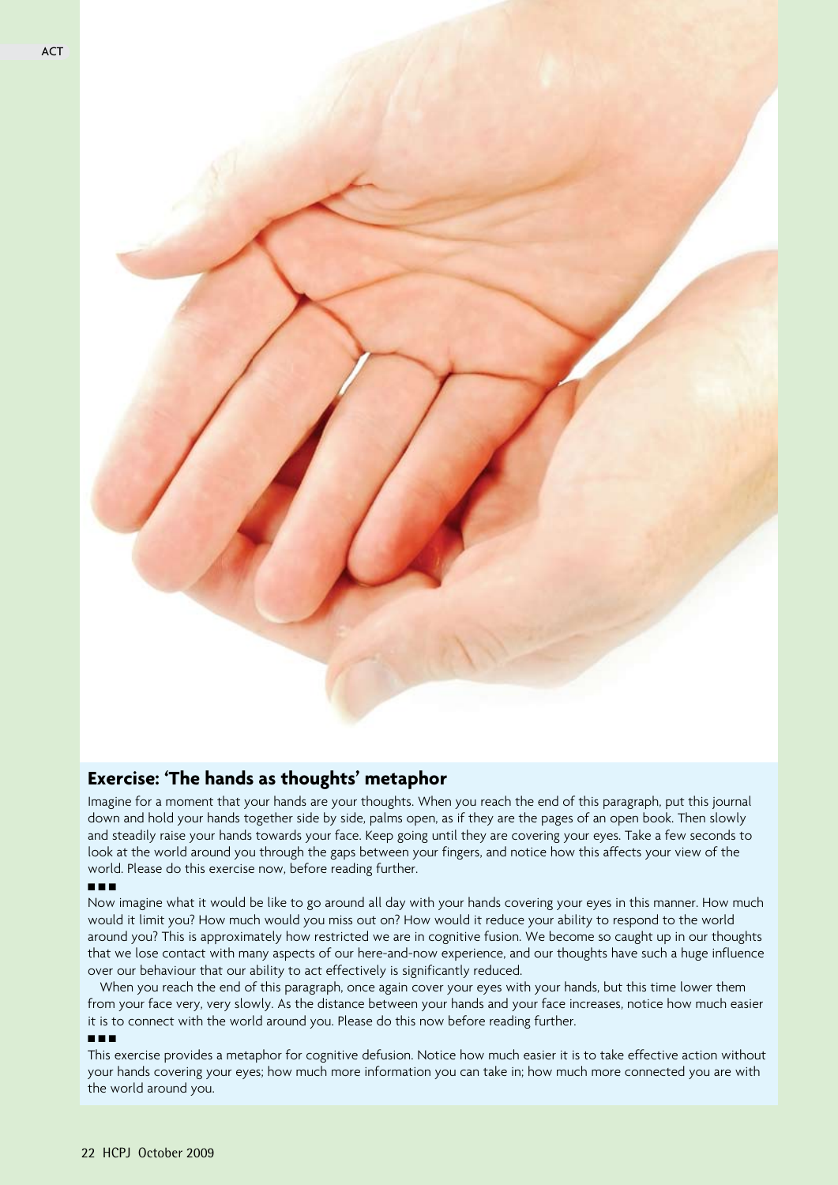## Exercise: 'The hands as thoughts' metaphor

Imagine for a moment that your hands are your thoughts. When you reach the end of this paragraph, put this journal down and hold your hands together side by side, palms open, as if they are the pages of an open book. Then slowly and steadily raise your hands towards your face. Keep going until they are covering your eyes. Take a few seconds to look at the world around you through the gaps between your fingers, and notice how this affects your view of the world. Please do this exercise now, before reading further.

■■■

Now imagine what it would be like to go around all day with your hands covering your eyes in this manner. How much would it limit you? How much would you miss out on? How would it reduce your ability to respond to the world around you? This is approximately how restricted we are in cognitive fusion. We become so caught up in our thoughts that we lose contact with many aspects of our here-and-now experience, and our thoughts have such a huge influence over our behaviour that our ability to act effectively is significantly reduced.

When you reach the end of this paragraph, once again cover your eyes with your hands, but this time lower them from your face very, very slowly. As the distance between your hands and your face increases, notice how much easier it is to connect with the world around you. Please do this now before reading further.

■■■

This exercise provides a metaphor for cognitive defusion. Notice how much easier it is to take effective action without your hands covering your eyes; how much more information you can take in; how much more connected you are with the world around you.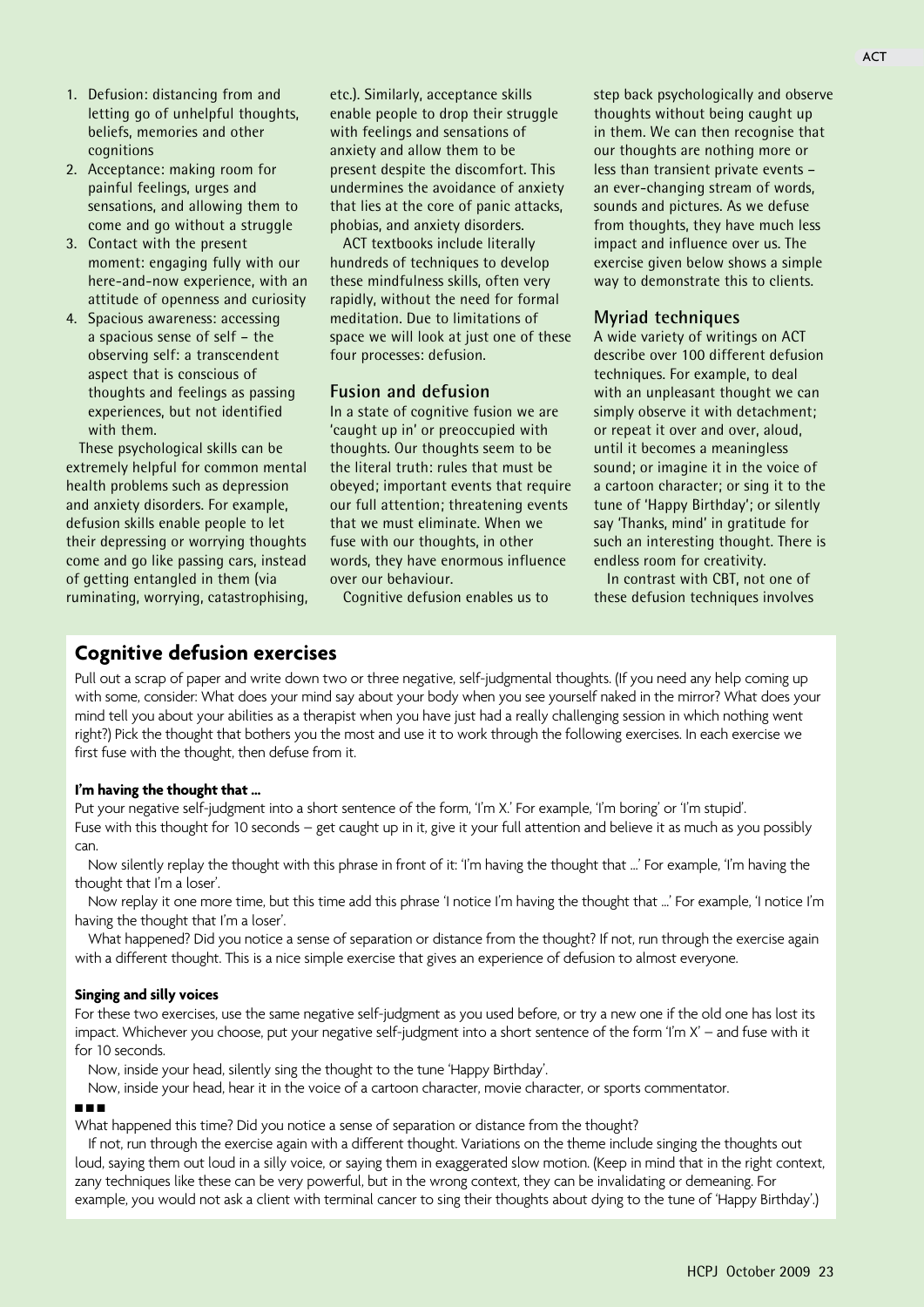1. Defusion: distancing from and letting go of unhelpful thoughts, beliefs, memories and other cognitions
2. Acceptance: making room for painful feelings, urges and sensations, and allowing them to come and go without a struggle
3. Contact with the present moment: engaging fully with our here-and-now experience, with an attitude of openness and curiosity
4. Spacious awareness: accessing a spacious sense of self – the observing self: a transcendent aspect that is conscious of thoughts and feelings as passing experiences, but not identified with them.

These psychological skills can be extremely helpful for common mental health problems such as depression and anxiety disorders. For example, defusion skills enable people to let their depressing or worrying thoughts come and go like passing cars, instead of getting entangled in them (via ruminating, worrying, catastrophising, etc.). Similarly, acceptance skills enable people to drop their struggle with feelings and sensations of anxiety and allow them to be present despite the discomfort. This undermines the avoidance of anxiety that lies at the core of panic attacks, phobias, and anxiety disorders.

ACT textbooks include literally hundreds of techniques to develop these mindfulness skills, often very rapidly, without the need for formal meditation. Due to limitations of space we will look at just one of these four processes: defusion.

### Fusion and defusion

In a state of cognitive fusion we are 'caught up in' or preoccupied with thoughts. Our thoughts seem to be the literal truth: rules that must be obeyed; important events that require our full attention; threatening events that we must eliminate. When we fuse with our thoughts, in other words, they have enormous influence over our behaviour.

Cognitive defusion enables us to step back psychologically and observe thoughts without being caught up in them. We can then recognise that our thoughts are nothing more or less than transient private events – an ever-changing stream of words, sounds and pictures. As we defuse from thoughts, they have much less impact and influence over us. The exercise given below shows a simple way to demonstrate this to clients.

### Myriad techniques

A wide variety of writings on ACT describe over 100 different defusion techniques. For example, to deal with an unpleasant thought we can simply observe it with detachment; or repeat it over and over, aloud, until it becomes a meaningless sound; or imagine it in the voice of a cartoon character; or sing it to the tune of 'Happy Birthday'; or silently say 'Thanks, mind' in gratitude for such an interesting thought. There is endless room for creativity.

In contrast with CBT, not one of these defusion techniques involves

## Cognitive defusion exercises

Pull out a scrap of paper and write down two or three negative, self-judgmental thoughts. (If you need any help coming up with some, consider: What does your mind say about your body when you see yourself naked in the mirror? What does your mind tell you about your abilities as a therapist when you have just had a really challenging session in which nothing went right?) Pick the thought that bothers you the most and use it to work through the following exercises. In each exercise we first fuse with the thought, then defuse from it.

**I'm having the thought that ...**

Put your negative self-judgment into a short sentence of the form, 'I'm X.' For example, 'I'm boring' or 'I'm stupid'. Fuse with this thought for 10 seconds – get caught up in it, give it your full attention and believe it as much as you possibly can.

Now silently replay the thought with this phrase in front of it: 'I'm having the thought that ...' For example, 'I'm having the thought that I'm a loser'.

Now replay it one more time, but this time add this phrase 'I notice I'm having the thought that ...' For example, 'I notice I'm having the thought that I'm a loser'.

What happened? Did you notice a sense of separation or distance from the thought? If not, run through the exercise again with a different thought. This is a nice simple exercise that gives an experience of defusion to almost everyone.

**Singing and silly voices**

For these two exercises, use the same negative self-judgment as you used before, or try a new one if the old one has lost its impact. Whichever you choose, put your negative self-judgment into a short sentence of the form 'I'm X' – and fuse with it for 10 seconds.

Now, inside your head, silently sing the thought to the tune 'Happy Birthday'.

Now, inside your head, hear it in the voice of a cartoon character, movie character, or sports commentator.

■■■

What happened this time? Did you notice a sense of separation or distance from the thought?

If not, run through the exercise again with a different thought. Variations on the theme include singing the thoughts out loud, saying them out loud in a silly voice, or saying them in exaggerated slow motion. (Keep in mind that in the right context, zany techniques like these can be very powerful, but in the wrong context, they can be invalidating or demeaning. For example, you would not ask a client with terminal cancer to sing their thoughts about dying to the tune of 'Happy Birthday'.)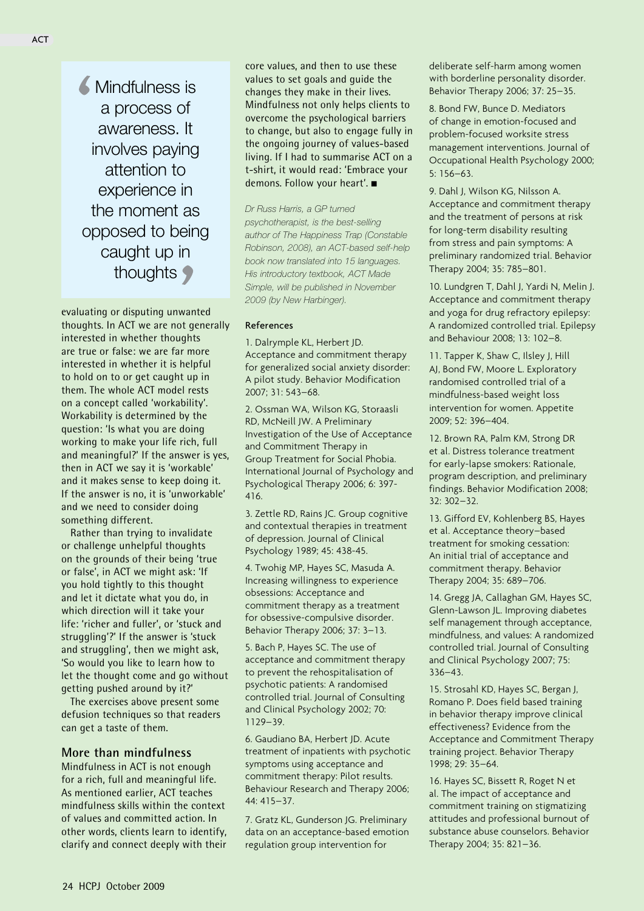> Mindfulness is a process of awareness. It involves paying attention to experience in the moment as opposed to being caught up in thoughts

evaluating or disputing unwanted thoughts. In ACT we are not generally interested in whether thoughts are true or false: we are far more interested in whether it is helpful to hold on to or get caught up in them. The whole ACT model rests on a concept called 'workability'. Workability is determined by the question: 'Is what you are doing working to make your life rich, full and meaningful?' If the answer is yes, then in ACT we say it is 'workable' and it makes sense to keep doing it. If the answer is no, it is 'unworkable' and we need to consider doing something different.

Rather than trying to invalidate or challenge unhelpful thoughts on the grounds of their being 'true or false', in ACT we might ask: 'If you hold tightly to this thought and let it dictate what you do, in which direction will it take your life: 'richer and fuller', or 'stuck and struggling'?' If the answer is 'stuck and struggling', then we might ask, 'So would you like to learn how to let the thought come and go without getting pushed around by it?'

The exercises above present some defusion techniques so that readers can get a taste of them.

## More than mindfulness

Mindfulness in ACT is not enough for a rich, full and meaningful life. As mentioned earlier, ACT teaches mindfulness skills within the context of values and committed action. In other words, clients learn to identify, clarify and connect deeply with their core values, and then to use these values to set goals and guide the changes they make in their lives. Mindfulness not only helps clients to overcome the psychological barriers to change, but also to engage fully in the ongoing journey of values-based living. If I had to summarise ACT on a t-shirt, it would read: 'Embrace your demons. Follow your heart'. ■

*Dr Russ Harris, a GP turned psychotherapist, is the best-selling author of The Happiness Trap (Constable Robinson, 2008), an ACT-based self-help book now translated into 15 languages. His introductory textbook, ACT Made Simple, will be published in November 2009 (by New Harbinger).*

### References

1. Dalrymple KL, Herbert JD. Acceptance and commitment therapy for generalized social anxiety disorder: A pilot study. Behavior Modification 2007; 31: 543–68.
2. Ossman WA, Wilson KG, Storaasli RD, McNeill JW. A Preliminary Investigation of the Use of Acceptance and Commitment Therapy in Group Treatment for Social Phobia. International Journal of Psychology and Psychological Therapy 2006; 6: 397-416.
3. Zettle RD, Rains JC. Group cognitive and contextual therapies in treatment of depression. Journal of Clinical Psychology 1989; 45: 438-45.
4. Twohig MP, Hayes SC, Masuda A. Increasing willingness to experience obsessions: Acceptance and commitment therapy as a treatment for obsessive-compulsive disorder. Behavior Therapy 2006; 37: 3–13.
5. Bach P, Hayes SC. The use of acceptance and commitment therapy to prevent the rehospitalisation of psychotic patients: A randomised controlled trial. Journal of Consulting and Clinical Psychology 2002; 70: 1129–39.
6. Gaudiano BA, Herbert JD. Acute treatment of inpatients with psychotic symptoms using acceptance and commitment therapy: Pilot results. Behaviour Research and Therapy 2006; 44: 415–37.
7. Gratz KL, Gunderson JG. Preliminary data on an acceptance-based emotion regulation group intervention for deliberate self-harm among women with borderline personality disorder. Behavior Therapy 2006; 37: 25–35.
8. Bond FW, Bunce D. Mediators of change in emotion-focused and problem-focused worksite stress management interventions. Journal of Occupational Health Psychology 2000; 5: 156–63.
9. Dahl J, Wilson KG, Nilsson A. Acceptance and commitment therapy and the treatment of persons at risk for long-term disability resulting from stress and pain symptoms: A preliminary randomized trial. Behavior Therapy 2004; 35: 785–801.
10. Lundgren T, Dahl J, Yardi N, Melin J. Acceptance and commitment therapy and yoga for drug refractory epilepsy: A randomized controlled trial. Epilepsy and Behaviour 2008; 13: 102–8.
11. Tapper K, Shaw C, Ilsley J, Hill AJ, Bond FW, Moore L. Exploratory randomised controlled trial of a mindfulness-based weight loss intervention for women. Appetite 2009; 52: 396–404.
12. Brown RA, Palm KM, Strong DR et al. Distress tolerance treatment for early-lapse smokers: Rationale, program description, and preliminary findings. Behavior Modification 2008; 32: 302–32.
13. Gifford EV, Kohlenberg BS, Hayes et al. Acceptance theory–based treatment for smoking cessation: An initial trial of acceptance and commitment therapy. Behavior Therapy 2004; 35: 689–706.
14. Gregg JA, Callaghan GM, Hayes SC, Glenn-Lawson JL. Improving diabetes self management through acceptance, mindfulness, and values: A randomized controlled trial. Journal of Consulting and Clinical Psychology 2007; 75: 336–43.
15. Strosahl KD, Hayes SC, Bergan J, Romano P. Does field based training in behavior therapy improve clinical effectiveness? Evidence from the Acceptance and Commitment Therapy training project. Behavior Therapy 1998; 29: 35–64.
16. Hayes SC, Bissett R, Roget N et al. The impact of acceptance and commitment training on stigmatizing attitudes and professional burnout of substance abuse counselors. Behavior Therapy 2004; 35: 821–36.